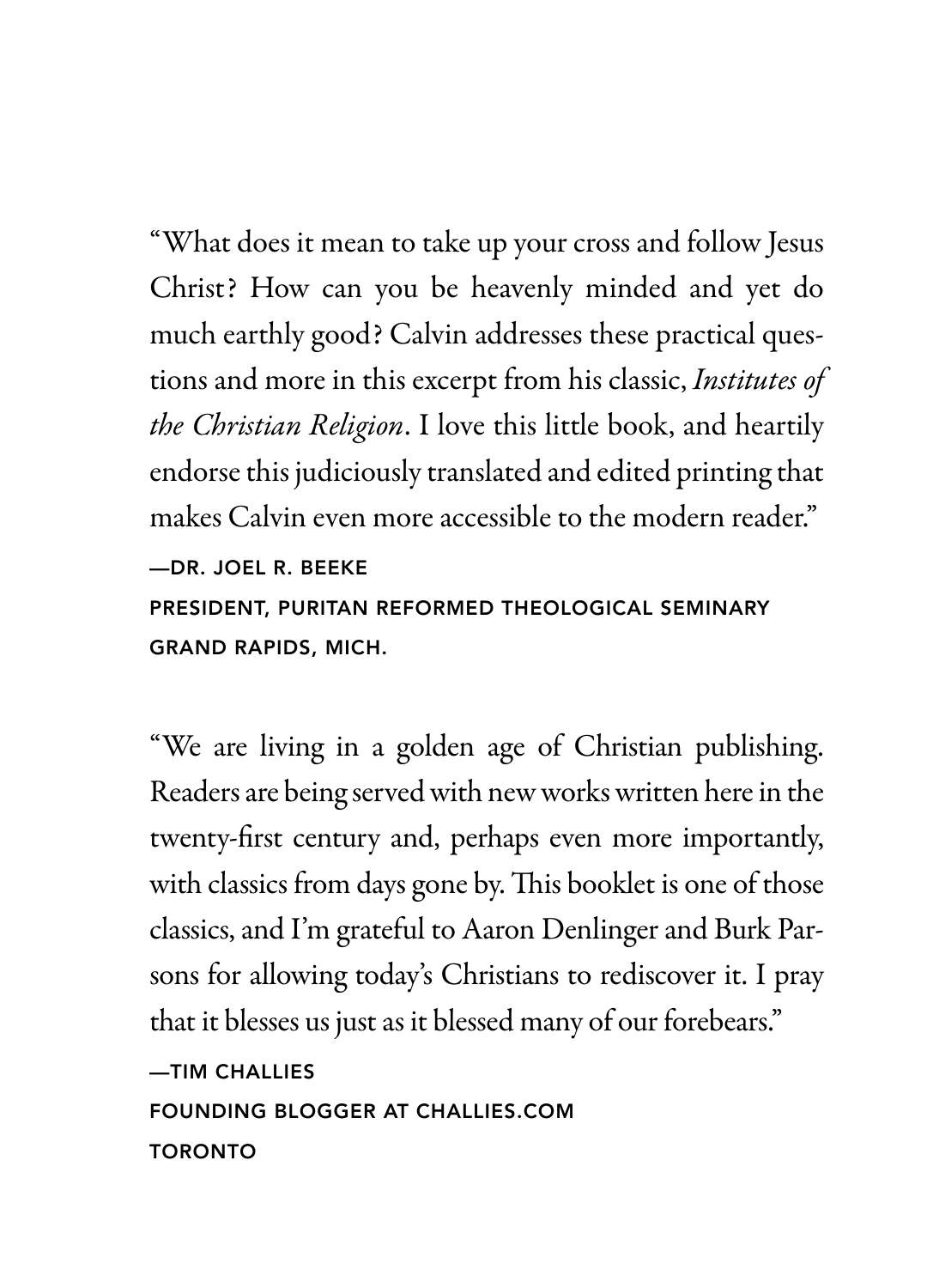"What does it mean to take up your cross and follow Jesus Christ? How can you be heavenly minded and yet do much earthly good? Calvin addresses these practical questions and more in this excerpt from his classic, *Institutes of the Christian Religion*. I love this little book, and heartily endorse this judiciously translated and edited printing that makes Calvin even more accessible to the modern reader."

—DR. JOEL R. BEEKE
PRESIDENT, PURITAN REFORMED THEOLOGICAL SEMINARY
GRAND RAPIDS, MICH.

"We are living in a golden age of Christian publishing. Readers are being served with new works written here in the twenty-first century and, perhaps even more importantly, with classics from days gone by. This booklet is one of those classics, and I'm grateful to Aaron Denlinger and Burk Parsons for allowing today's Christians to rediscover it. I pray that it blesses us just as it blessed many of our forebears."

—TIM CHALLIES
FOUNDING BLOGGER AT CHALLIES.COM
TORONTO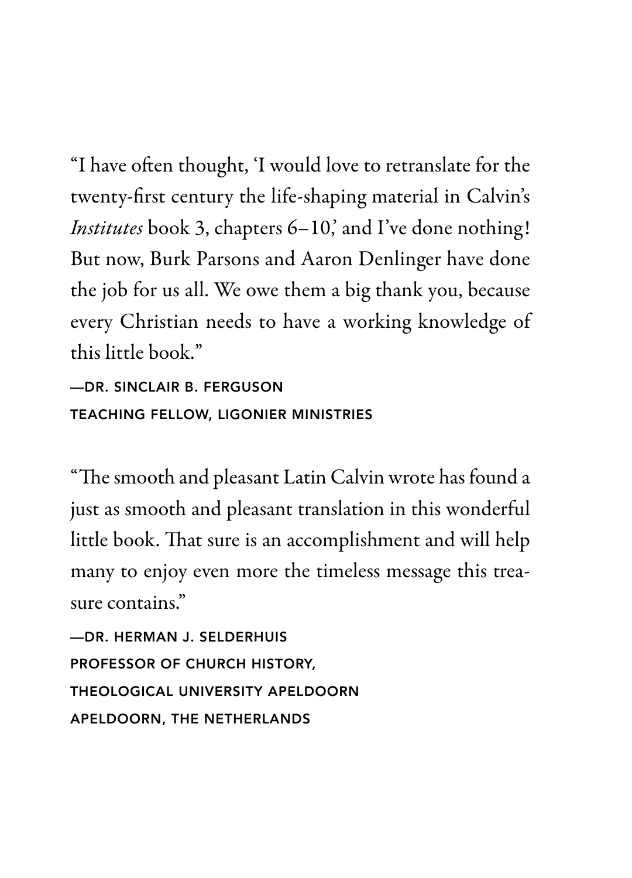"I have often thought, 'I would love to retranslate for the twenty-first century the life-shaping material in Calvin's *Institutes* book 3, chapters 6–10,' and I've done nothing! But now, Burk Parsons and Aaron Denlinger have done the job for us all. We owe them a big thank you, because every Christian needs to have a working knowledge of this little book."

—DR. SINCLAIR B. FERGUSON
TEACHING FELLOW, LIGONIER MINISTRIES

"The smooth and pleasant Latin Calvin wrote has found a just as smooth and pleasant translation in this wonderful little book. That sure is an accomplishment and will help many to enjoy even more the timeless message this treasure contains."

—DR. HERMAN J. SELDERHUIS
PROFESSOR OF CHURCH HISTORY,
THEOLOGICAL UNIVERSITY APELDOORN
APELDOORN, THE NETHERLANDS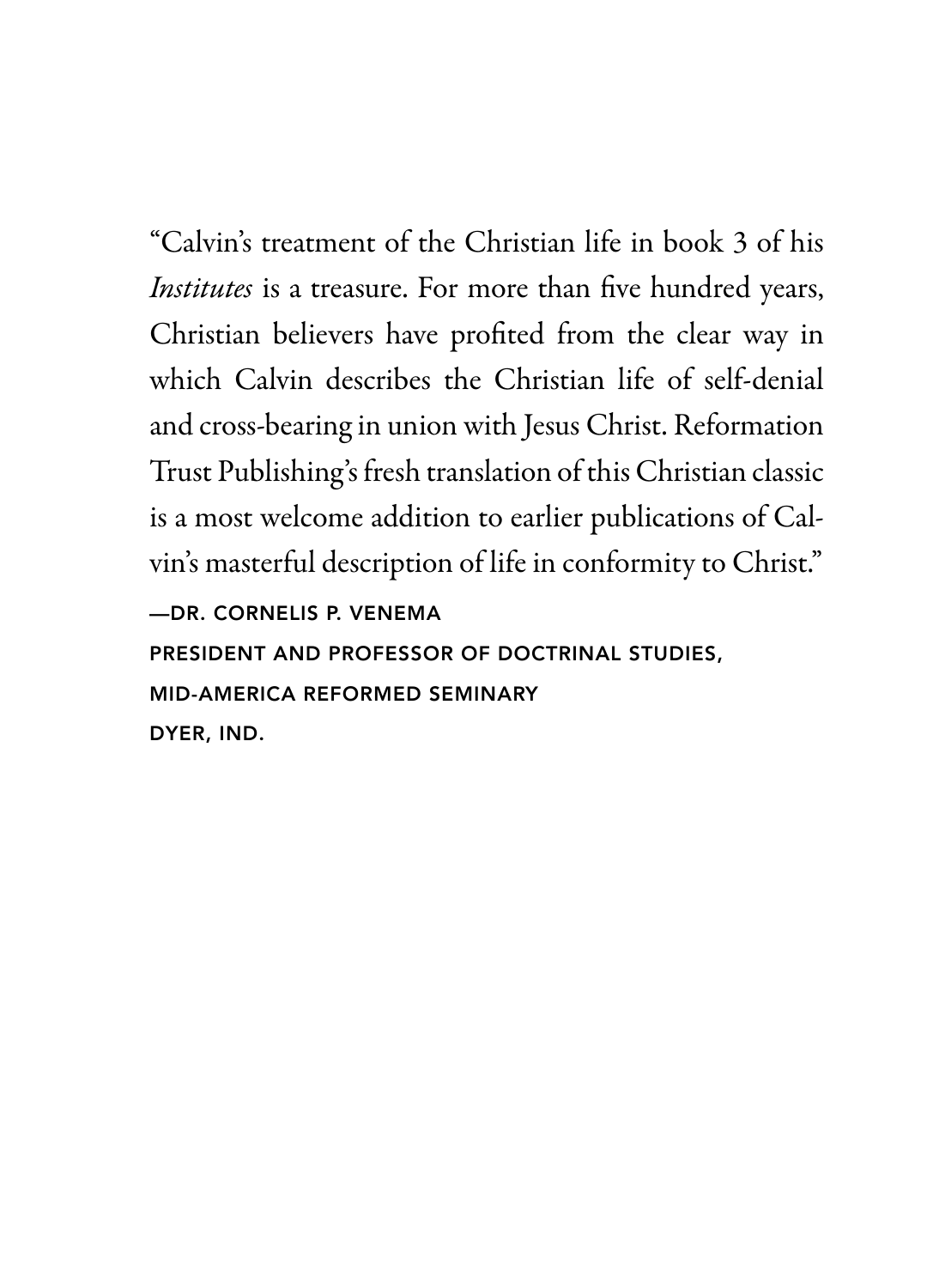"Calvin's treatment of the Christian life in book 3 of his *Institutes* is a treasure. For more than five hundred years, Christian believers have profited from the clear way in which Calvin describes the Christian life of self-denial and cross-bearing in union with Jesus Christ. Reformation Trust Publishing's fresh translation of this Christian classic is a most welcome addition to earlier publications of Calvin's masterful description of life in conformity to Christ."

—DR. CORNELIS P. VENEMA
PRESIDENT AND PROFESSOR OF DOCTRINAL STUDIES,
MID-AMERICA REFORMED SEMINARY
DYER, IND.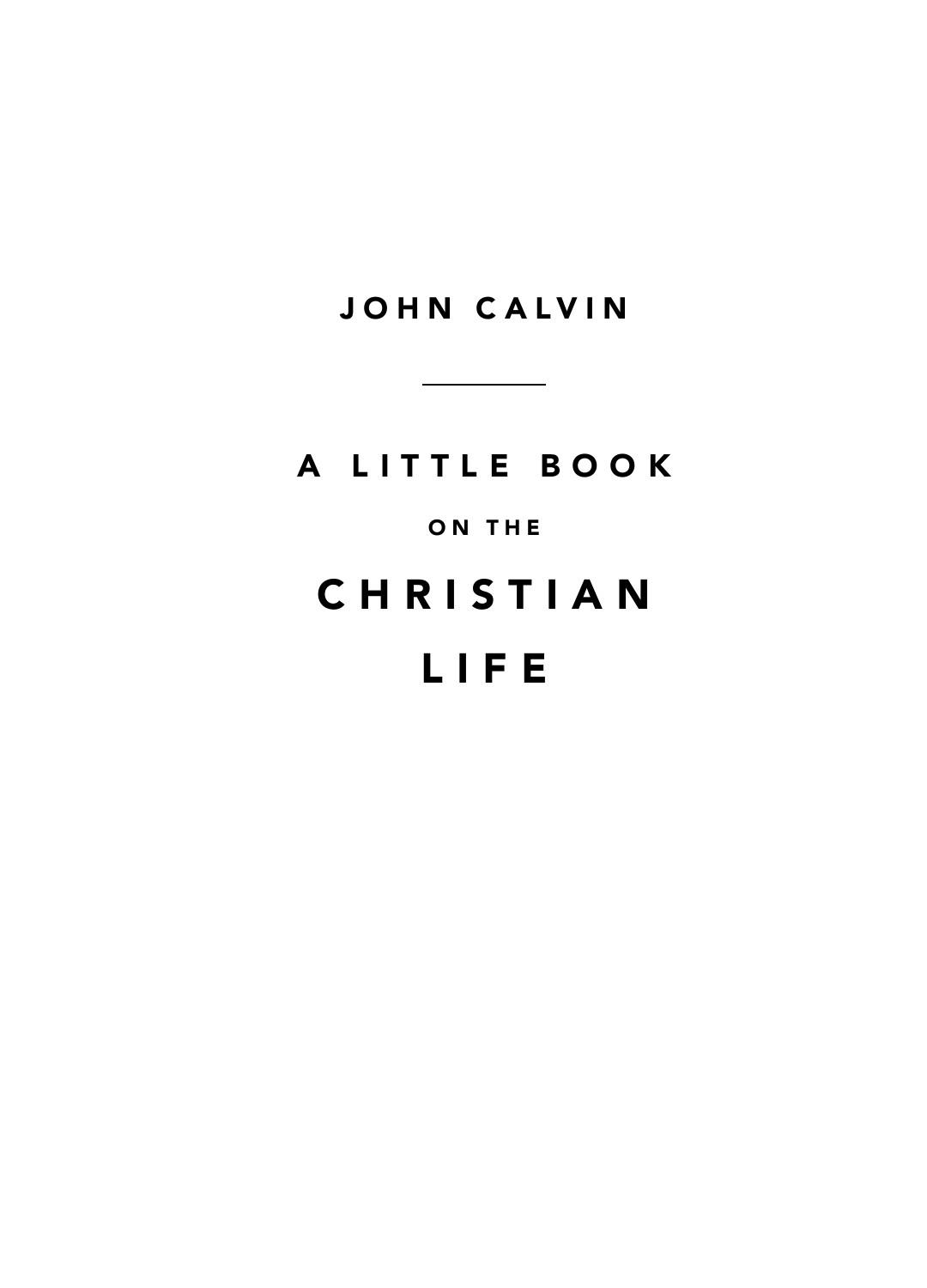JOHN CALVIN

---

# A LITTLE BOOK

ON THE

# CHRISTIAN LIFE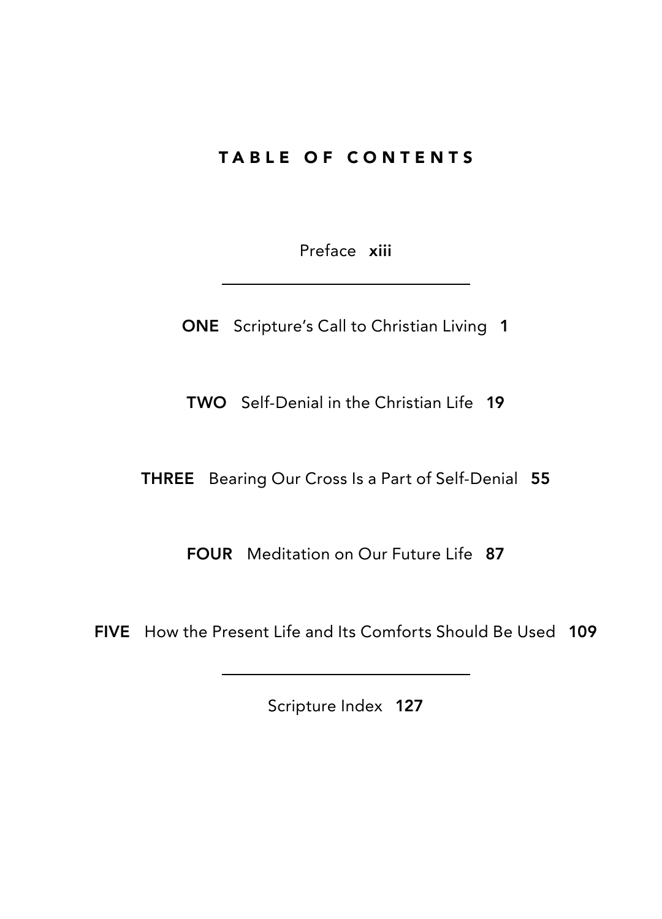# TABLE OF CONTENTS

Preface **xiii**

---

**ONE** Scripture's Call to Christian Living **1**

**TWO** Self-Denial in the Christian Life **19**

**THREE** Bearing Our Cross Is a Part of Self-Denial **55**

**FOUR** Meditation on Our Future Life **87**

**FIVE** How the Present Life and Its Comforts Should Be Used **109**

---

Scripture Index **127**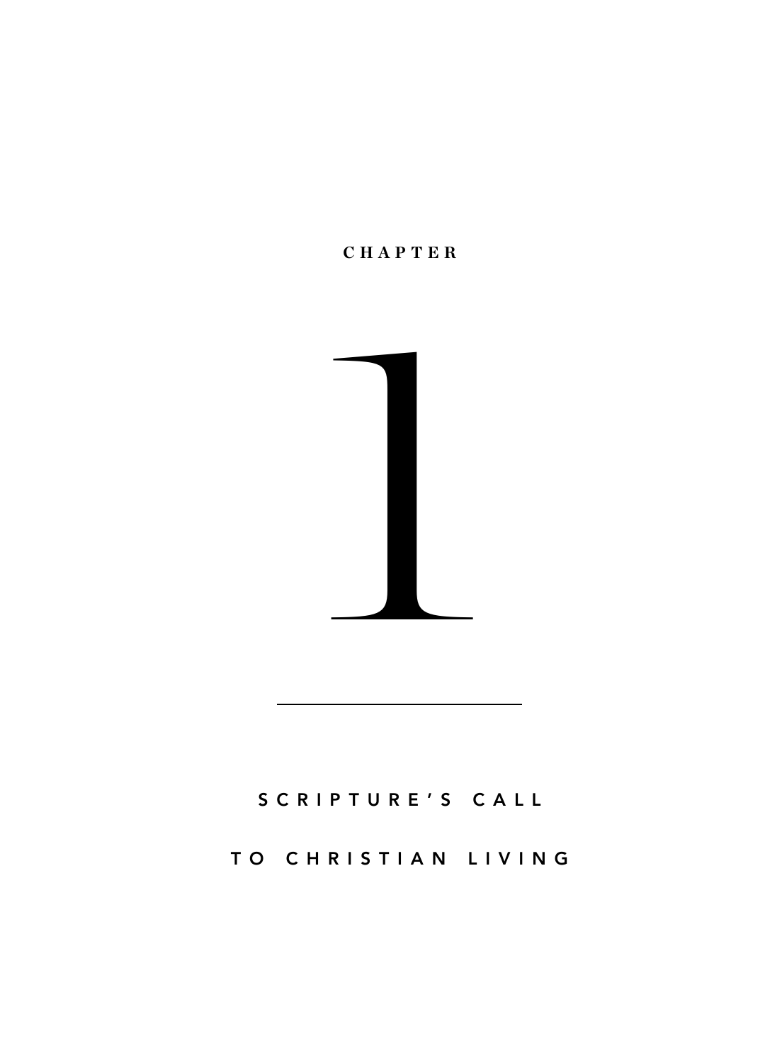CHAPTER

# 1

---

# SCRIPTURE'S CALL TO CHRISTIAN LIVING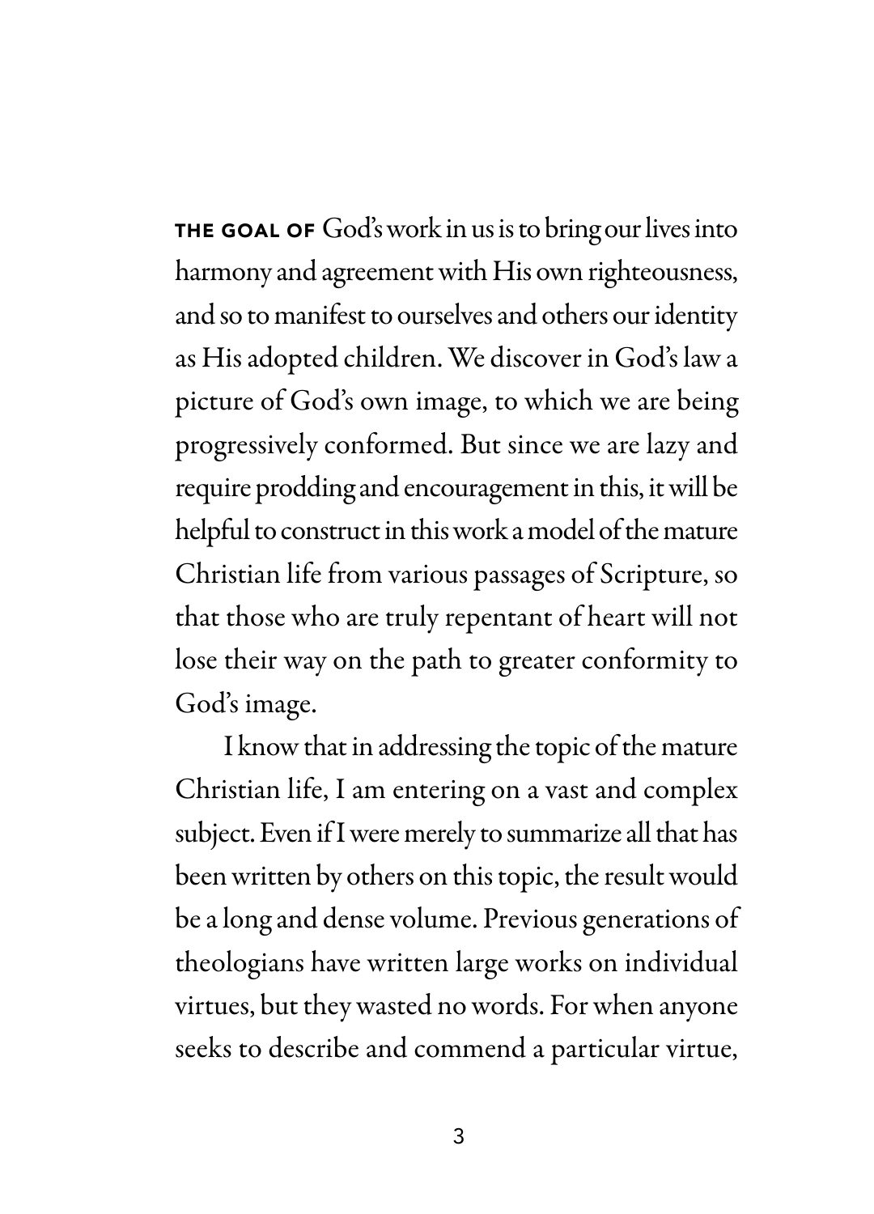**THE GOAL OF** God's work in us is to bring our lives into harmony and agreement with His own righteousness, and so to manifest to ourselves and others our identity as His adopted children. We discover in God's law a picture of God's own image, to which we are being progressively conformed. But since we are lazy and require prodding and encouragement in this, it will be helpful to construct in this work a model of the mature Christian life from various passages of Scripture, so that those who are truly repentant of heart will not lose their way on the path to greater conformity to God's image.

I know that in addressing the topic of the mature Christian life, I am entering on a vast and complex subject. Even if I were merely to summarize all that has been written by others on this topic, the result would be a long and dense volume. Previous generations of theologians have written large works on individual virtues, but they wasted no words. For when anyone seeks to describe and commend a particular virtue,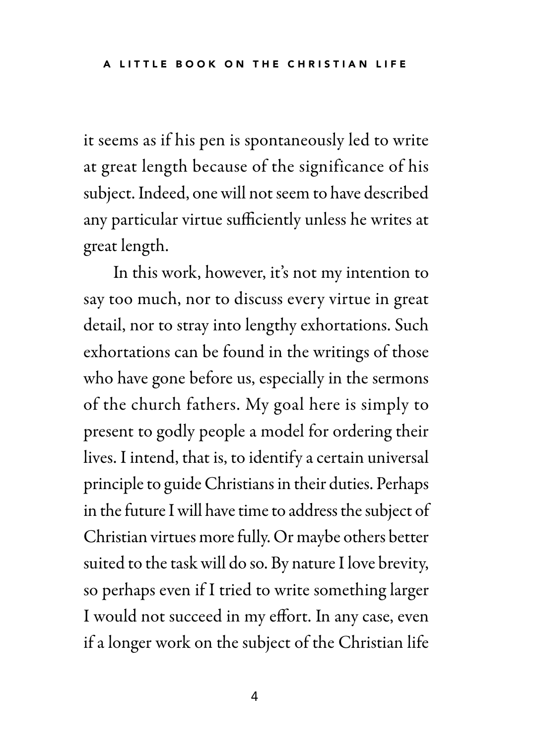it seems as if his pen is spontaneously led to write at great length because of the significance of his subject. Indeed, one will not seem to have described any particular virtue sufficiently unless he writes at great length.

In this work, however, it's not my intention to say too much, nor to discuss every virtue in great detail, nor to stray into lengthy exhortations. Such exhortations can be found in the writings of those who have gone before us, especially in the sermons of the church fathers. My goal here is simply to present to godly people a model for ordering their lives. I intend, that is, to identify a certain universal principle to guide Christians in their duties. Perhaps in the future I will have time to address the subject of Christian virtues more fully. Or maybe others better suited to the task will do so. By nature I love brevity, so perhaps even if I tried to write something larger I would not succeed in my effort. In any case, even if a longer work on the subject of the Christian life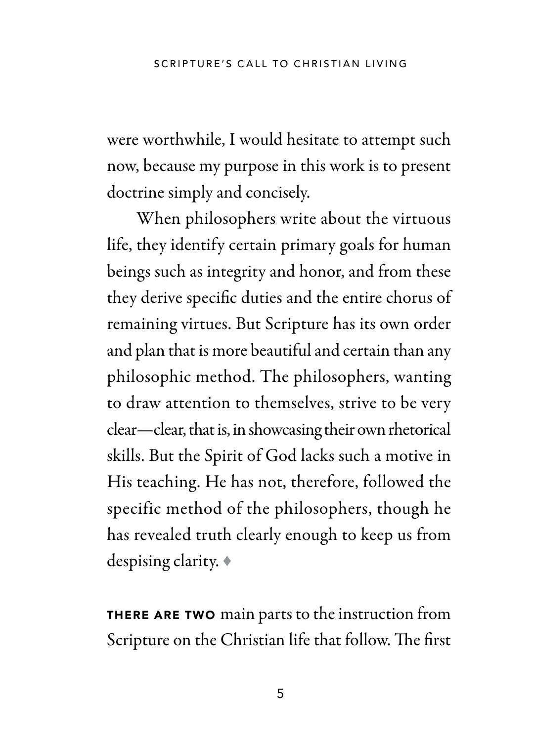were worthwhile, I would hesitate to attempt such now, because my purpose in this work is to present doctrine simply and concisely.

When philosophers write about the virtuous life, they identify certain primary goals for human beings such as integrity and honor, and from these they derive specific duties and the entire chorus of remaining virtues. But Scripture has its own order and plan that is more beautiful and certain than any philosophic method. The philosophers, wanting to draw attention to themselves, strive to be very clear—clear, that is, in showcasing their own rhetorical skills. But the Spirit of God lacks such a motive in His teaching. He has not, therefore, followed the specific method of the philosophers, though he has revealed truth clearly enough to keep us from despising clarity. ♦

**THERE ARE TWO** main parts to the instruction from Scripture on the Christian life that follow. The first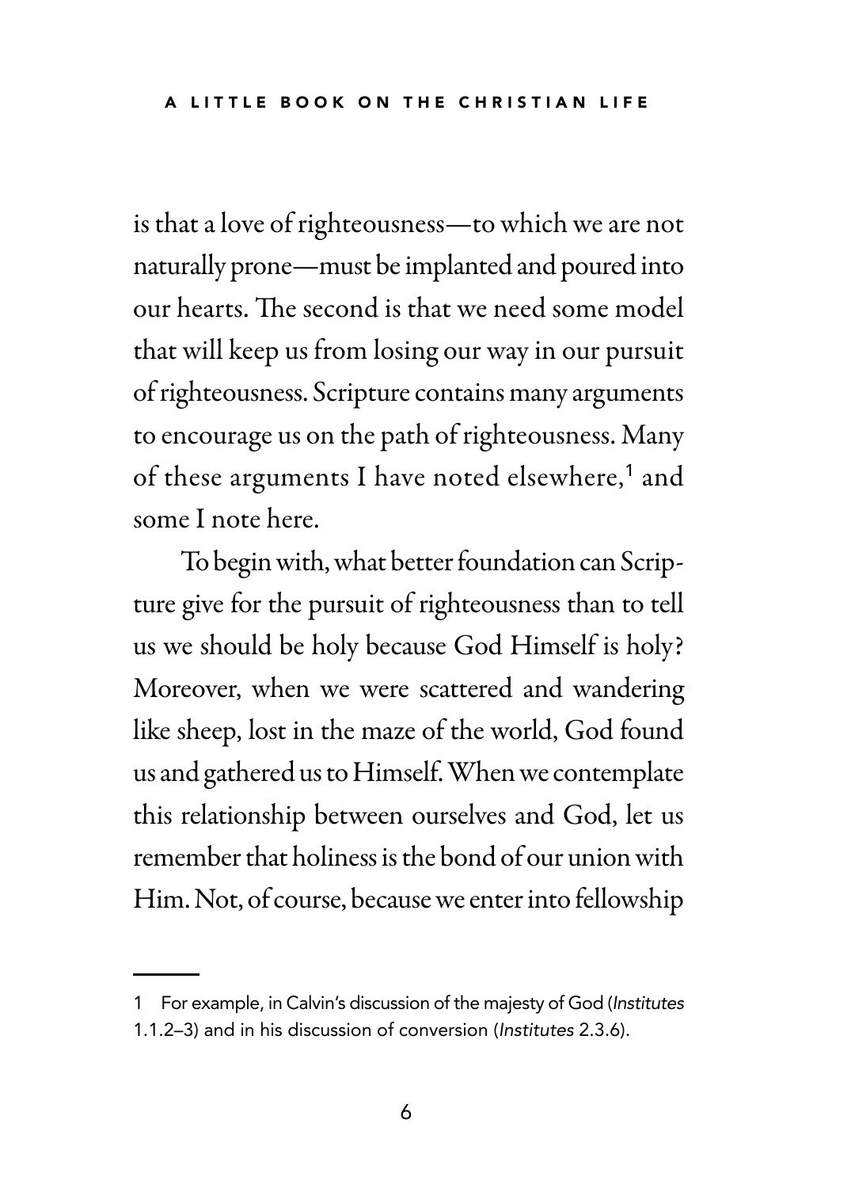is that a love of righteousness—to which we are not naturally prone—must be implanted and poured into our hearts. The second is that we need some model that will keep us from losing our way in our pursuit of righteousness. Scripture contains many arguments to encourage us on the path of righteousness. Many of these arguments I have noted elsewhere,[1] and some I note here.

To begin with, what better foundation can Scripture give for the pursuit of righteousness than to tell us we should be holy because God Himself is holy? Moreover, when we were scattered and wandering like sheep, lost in the maze of the world, God found us and gathered us to Himself. When we contemplate this relationship between ourselves and God, let us remember that holiness is the bond of our union with Him. Not, of course, because we enter into fellowship

---

1 For example, in Calvin's discussion of the majesty of God (*Institutes* 1.1.2–3) and in his discussion of conversion (*Institutes* 2.3.6).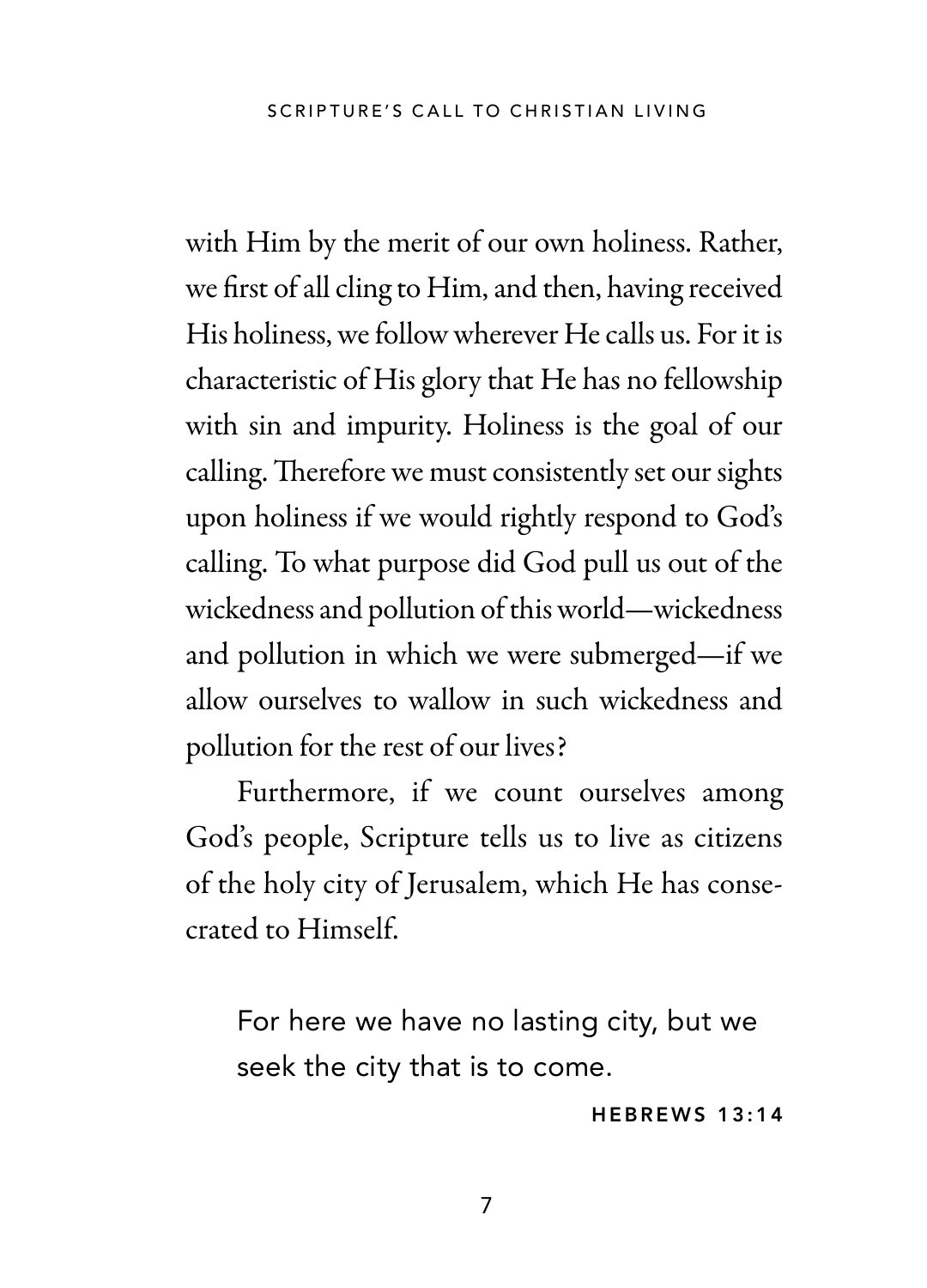with Him by the merit of our own holiness. Rather, we first of all cling to Him, and then, having received His holiness, we follow wherever He calls us. For it is characteristic of His glory that He has no fellowship with sin and impurity. Holiness is the goal of our calling. Therefore we must consistently set our sights upon holiness if we would rightly respond to God's calling. To what purpose did God pull us out of the wickedness and pollution of this world—wickedness and pollution in which we were submerged—if we allow ourselves to wallow in such wickedness and pollution for the rest of our lives?

Furthermore, if we count ourselves among God's people, Scripture tells us to live as citizens of the holy city of Jerusalem, which He has consecrated to Himself.

> For here we have no lasting city, but we seek the city that is to come.
>
> HEBREWS 13:14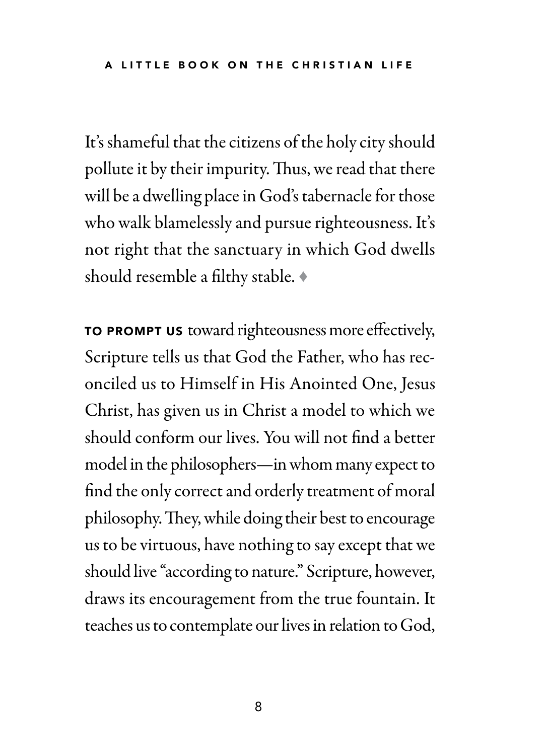It's shameful that the citizens of the holy city should pollute it by their impurity. Thus, we read that there will be a dwelling place in God's tabernacle for those who walk blamelessly and pursue righteousness. It's not right that the sanctuary in which God dwells should resemble a filthy stable. ♦

**TO PROMPT US** toward righteousness more effectively, Scripture tells us that God the Father, who has reconciled us to Himself in His Anointed One, Jesus Christ, has given us in Christ a model to which we should conform our lives. You will not find a better model in the philosophers—in whom many expect to find the only correct and orderly treatment of moral philosophy. They, while doing their best to encourage us to be virtuous, have nothing to say except that we should live "according to nature." Scripture, however, draws its encouragement from the true fountain. It teaches us to contemplate our lives in relation to God,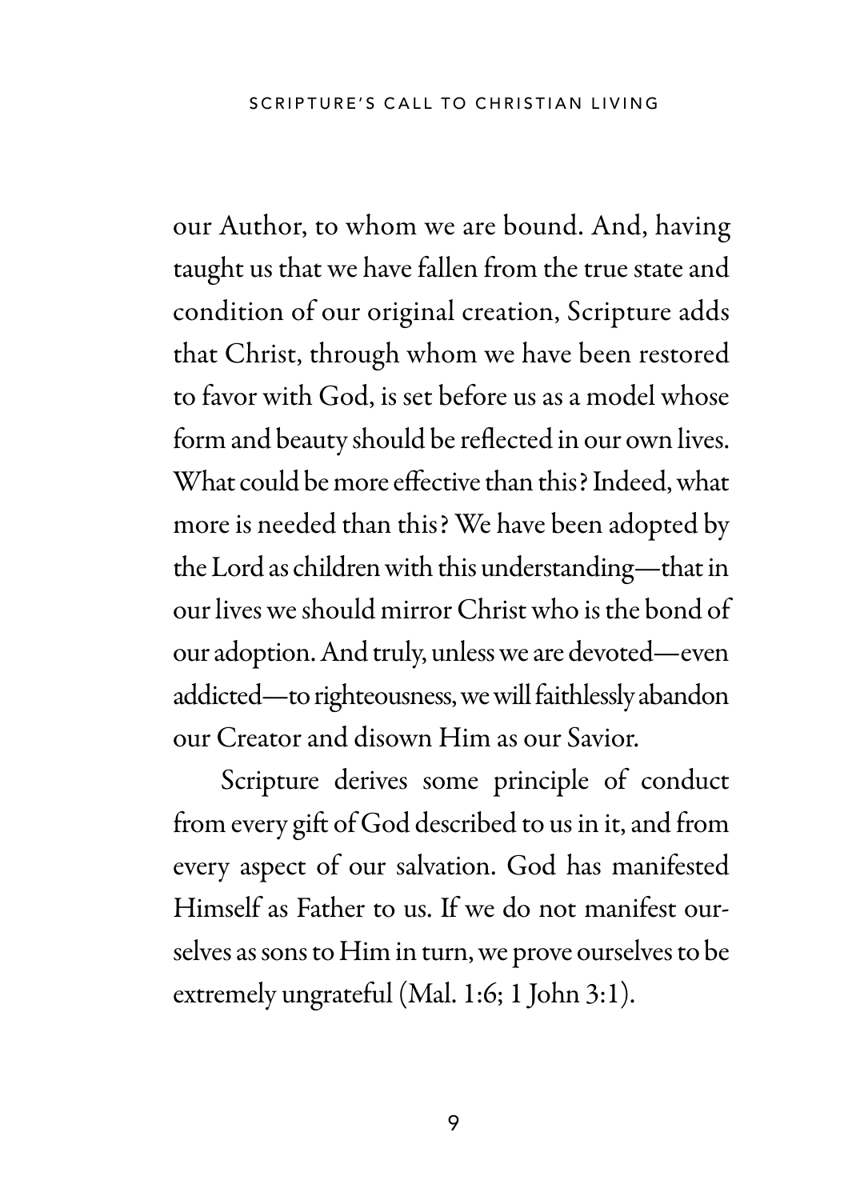our Author, to whom we are bound. And, having taught us that we have fallen from the true state and condition of our original creation, Scripture adds that Christ, through whom we have been restored to favor with God, is set before us as a model whose form and beauty should be reflected in our own lives. What could be more effective than this? Indeed, what more is needed than this? We have been adopted by the Lord as children with this understanding—that in our lives we should mirror Christ who is the bond of our adoption. And truly, unless we are devoted—even addicted—to righteousness, we will faithlessly abandon our Creator and disown Him as our Savior.

Scripture derives some principle of conduct from every gift of God described to us in it, and from every aspect of our salvation. God has manifested Himself as Father to us. If we do not manifest ourselves as sons to Him in turn, we prove ourselves to be extremely ungrateful (Mal. 1:6; 1 John 3:1).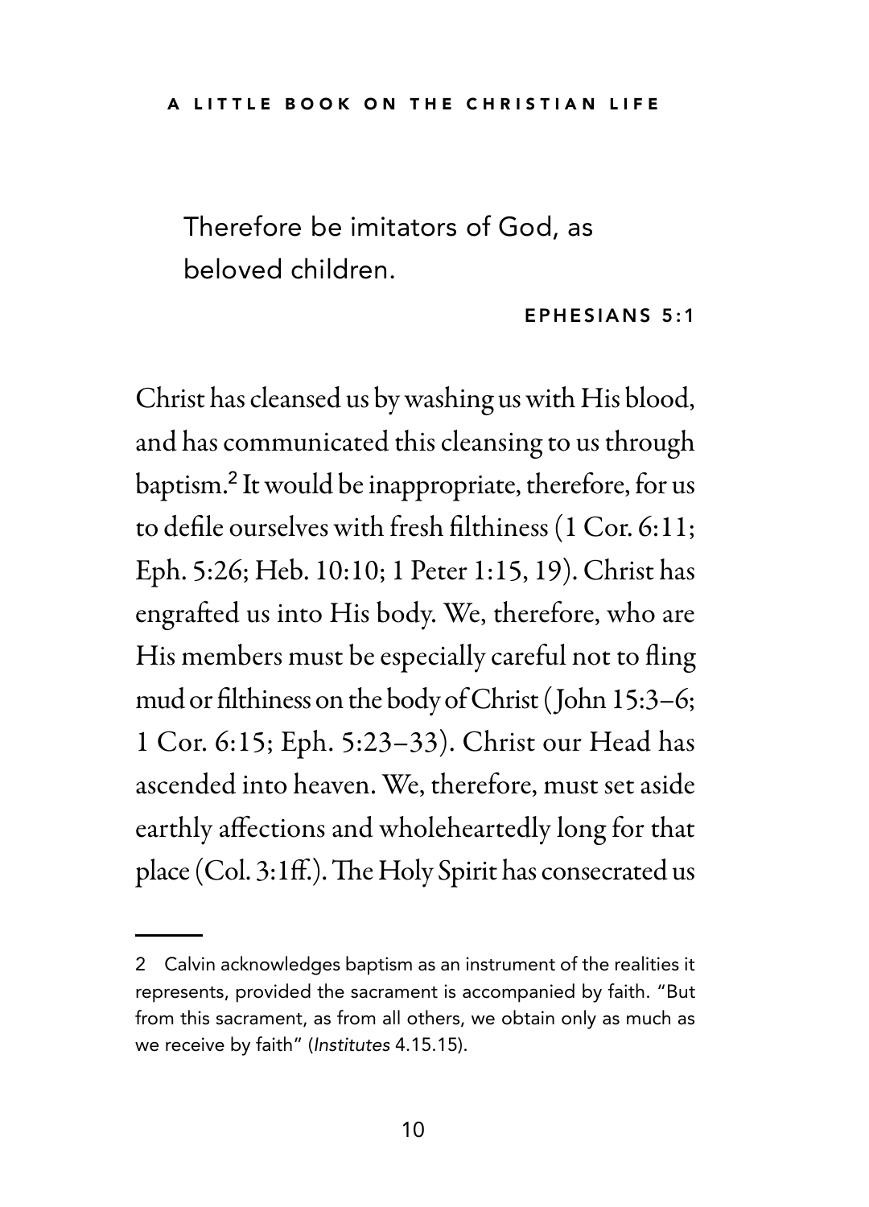> Therefore be imitators of God, as beloved children.
>
> EPHESIANS 5:1

Christ has cleansed us by washing us with His blood, and has communicated this cleansing to us through baptism.[2] It would be inappropriate, therefore, for us to defile ourselves with fresh filthiness (1 Cor. 6:11; Eph. 5:26; Heb. 10:10; 1 Peter 1:15, 19). Christ has engrafted us into His body. We, therefore, who are His members must be especially careful not to fling mud or filthiness on the body of Christ (John 15:3–6; 1 Cor. 6:15; Eph. 5:23–33). Christ our Head has ascended into heaven. We, therefore, must set aside earthly affections and wholeheartedly long for that place (Col. 3:1ff.). The Holy Spirit has consecrated us

---

2 Calvin acknowledges baptism as an instrument of the realities it represents, provided the sacrament is accompanied by faith. "But from this sacrament, as from all others, we obtain only as much as we receive by faith" (*Institutes* 4.15.15).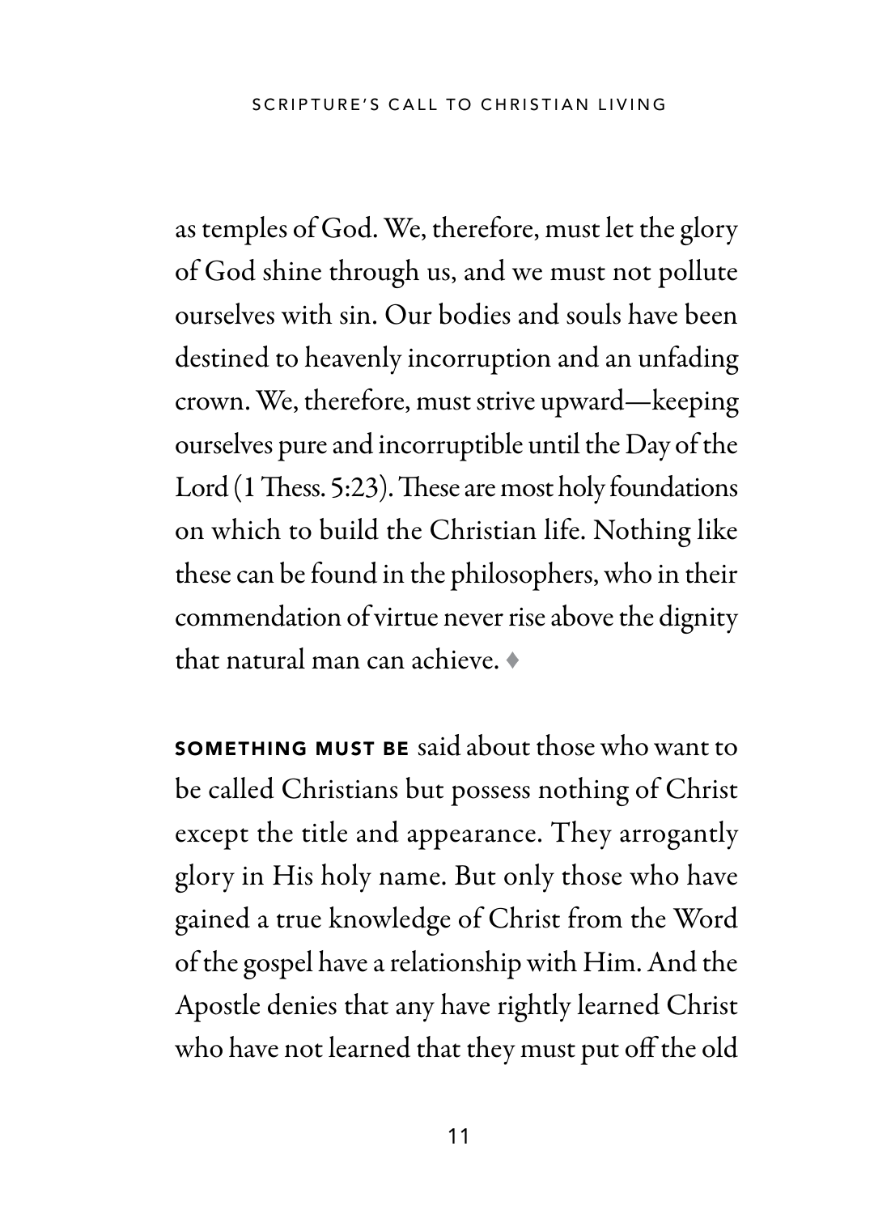as temples of God. We, therefore, must let the glory of God shine through us, and we must not pollute ourselves with sin. Our bodies and souls have been destined to heavenly incorruption and an unfading crown. We, therefore, must strive upward—keeping ourselves pure and incorruptible until the Day of the Lord (1 Thess. 5:23). These are most holy foundations on which to build the Christian life. Nothing like these can be found in the philosophers, who in their commendation of virtue never rise above the dignity that natural man can achieve. ♦

**SOMETHING MUST BE** said about those who want to be called Christians but possess nothing of Christ except the title and appearance. They arrogantly glory in His holy name. But only those who have gained a true knowledge of Christ from the Word of the gospel have a relationship with Him. And the Apostle denies that any have rightly learned Christ who have not learned that they must put off the old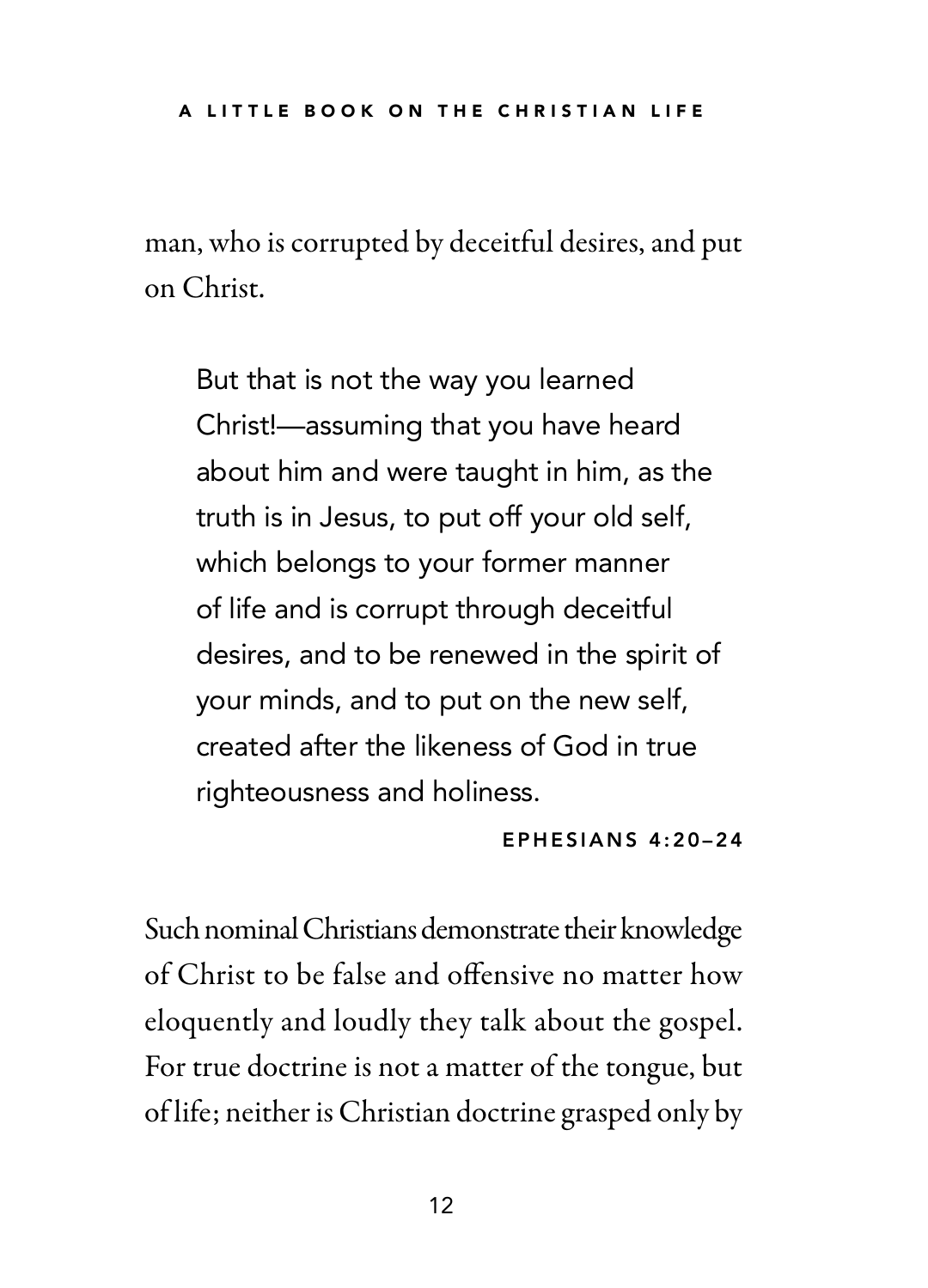man, who is corrupted by deceitful desires, and put on Christ.

> But that is not the way you learned Christ!—assuming that you have heard about him and were taught in him, as the truth is in Jesus, to put off your old self, which belongs to your former manner of life and is corrupt through deceitful desires, and to be renewed in the spirit of your minds, and to put on the new self, created after the likeness of God in true righteousness and holiness.
>
> EPHESIANS 4:20–24

Such nominal Christians demonstrate their knowledge of Christ to be false and offensive no matter how eloquently and loudly they talk about the gospel. For true doctrine is not a matter of the tongue, but of life; neither is Christian doctrine grasped only by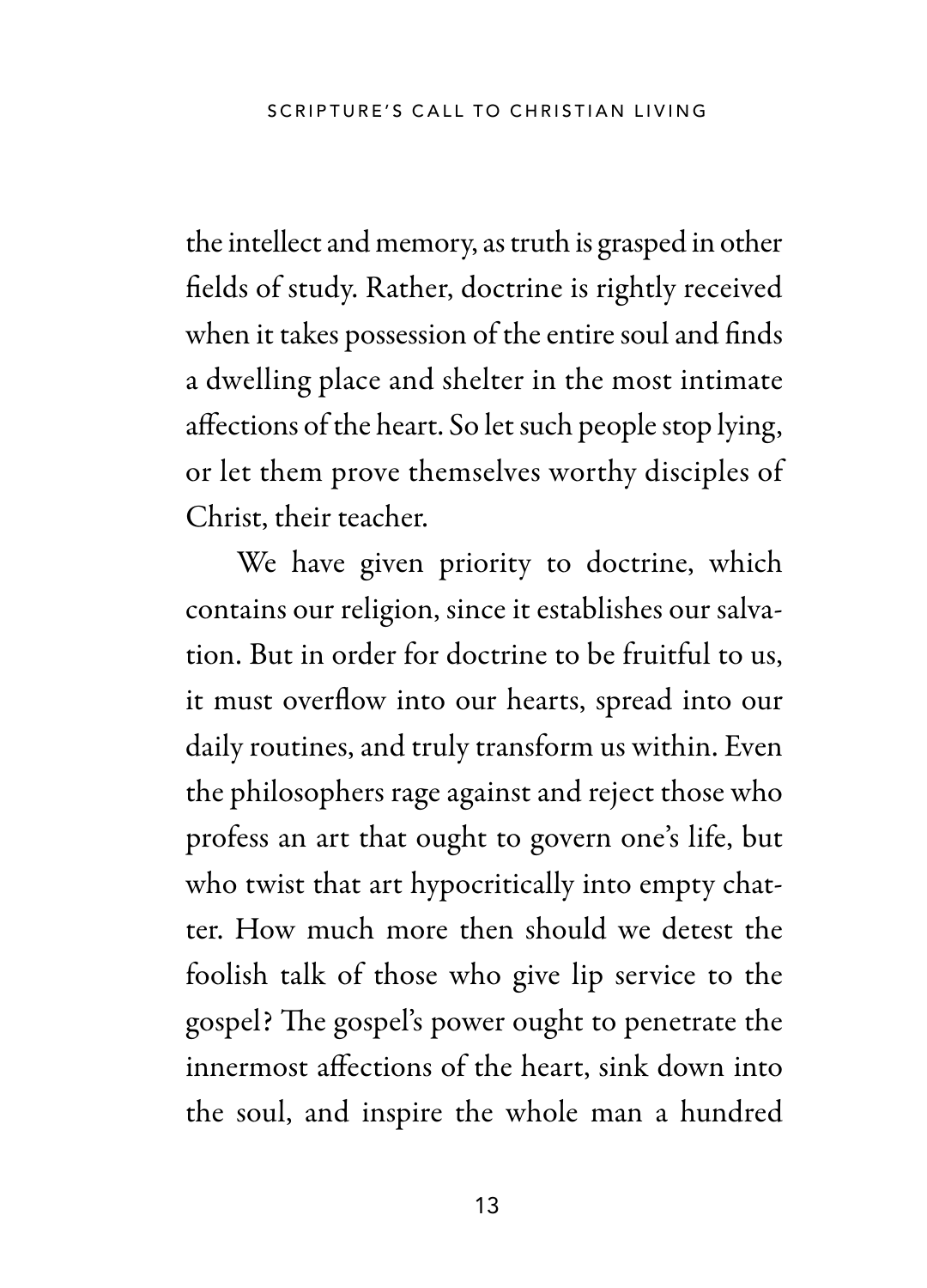the intellect and memory, as truth is grasped in other fields of study. Rather, doctrine is rightly received when it takes possession of the entire soul and finds a dwelling place and shelter in the most intimate affections of the heart. So let such people stop lying, or let them prove themselves worthy disciples of Christ, their teacher.

We have given priority to doctrine, which contains our religion, since it establishes our salvation. But in order for doctrine to be fruitful to us, it must overflow into our hearts, spread into our daily routines, and truly transform us within. Even the philosophers rage against and reject those who profess an art that ought to govern one's life, but who twist that art hypocritically into empty chatter. How much more then should we detest the foolish talk of those who give lip service to the gospel? The gospel's power ought to penetrate the innermost affections of the heart, sink down into the soul, and inspire the whole man a hundred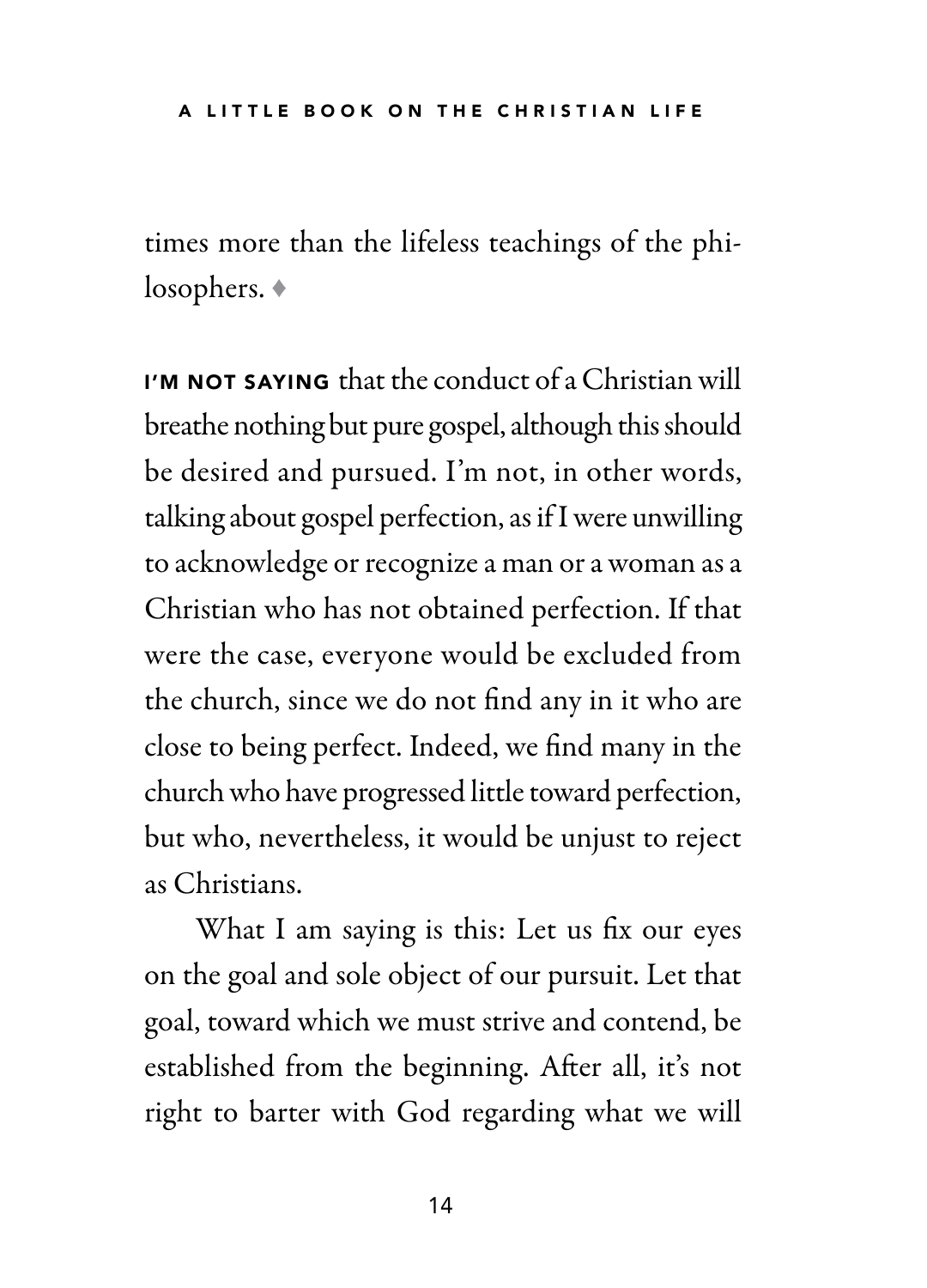times more than the lifeless teachings of the philosophers. ♦

**I'M NOT SAYING** that the conduct of a Christian will breathe nothing but pure gospel, although this should be desired and pursued. I'm not, in other words, talking about gospel perfection, as if I were unwilling to acknowledge or recognize a man or a woman as a Christian who has not obtained perfection. If that were the case, everyone would be excluded from the church, since we do not find any in it who are close to being perfect. Indeed, we find many in the church who have progressed little toward perfection, but who, nevertheless, it would be unjust to reject as Christians.

What I am saying is this: Let us fix our eyes on the goal and sole object of our pursuit. Let that goal, toward which we must strive and contend, be established from the beginning. After all, it's not right to barter with God regarding what we will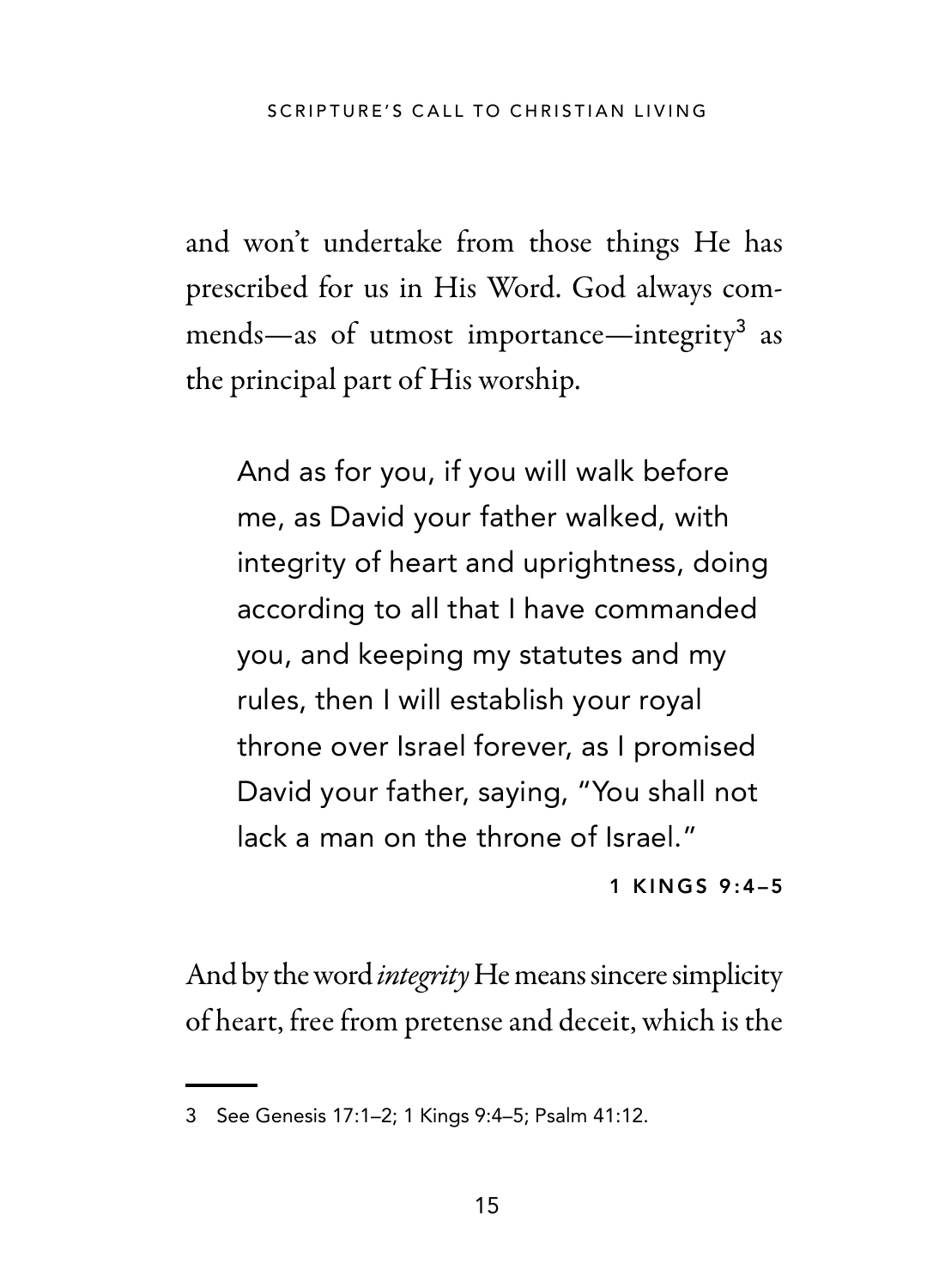and won't undertake from those things He has prescribed for us in His Word. God always commends—as of utmost importance—integrity[3] as the principal part of His worship.

> And as for you, if you will walk before me, as David your father walked, with integrity of heart and uprightness, doing according to all that I have commanded you, and keeping my statutes and my rules, then I will establish your royal throne over Israel forever, as I promised David your father, saying, "You shall not lack a man on the throne of Israel."
>
> 1 KINGS 9:4–5

And by the word *integrity* He means sincere simplicity of heart, free from pretense and deceit, which is the

---

3 See Genesis 17:1–2; 1 Kings 9:4–5; Psalm 41:12.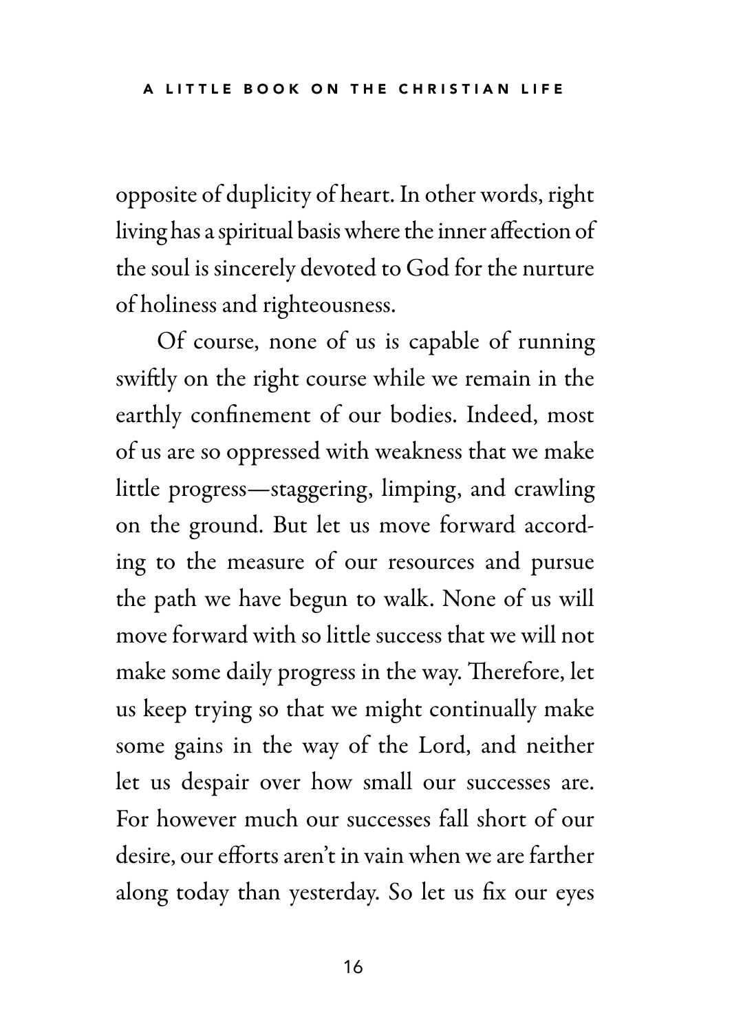opposite of duplicity of heart. In other words, right living has a spiritual basis where the inner affection of the soul is sincerely devoted to God for the nurture of holiness and righteousness.

Of course, none of us is capable of running swiftly on the right course while we remain in the earthly confinement of our bodies. Indeed, most of us are so oppressed with weakness that we make little progress—staggering, limping, and crawling on the ground. But let us move forward according to the measure of our resources and pursue the path we have begun to walk. None of us will move forward with so little success that we will not make some daily progress in the way. Therefore, let us keep trying so that we might continually make some gains in the way of the Lord, and neither let us despair over how small our successes are. For however much our successes fall short of our desire, our efforts aren't in vain when we are farther along today than yesterday. So let us fix our eyes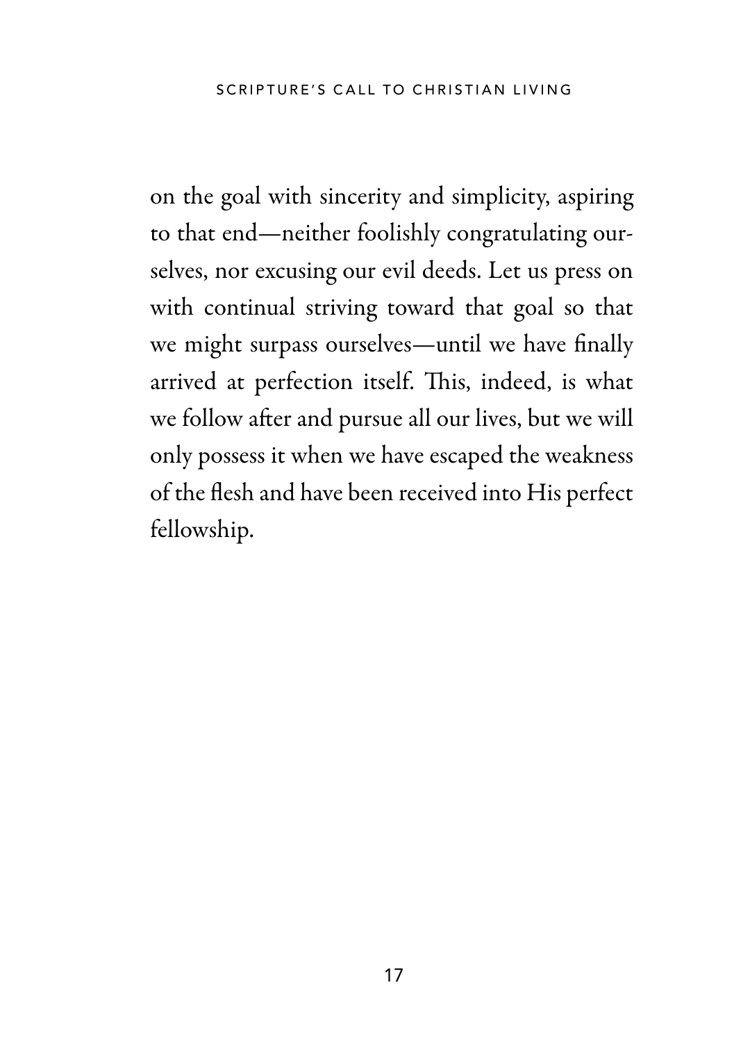on the goal with sincerity and simplicity, aspiring to that end—neither foolishly congratulating ourselves, nor excusing our evil deeds. Let us press on with continual striving toward that goal so that we might surpass ourselves—until we have finally arrived at perfection itself. This, indeed, is what we follow after and pursue all our lives, but we will only possess it when we have escaped the weakness of the flesh and have been received into His perfect fellowship.